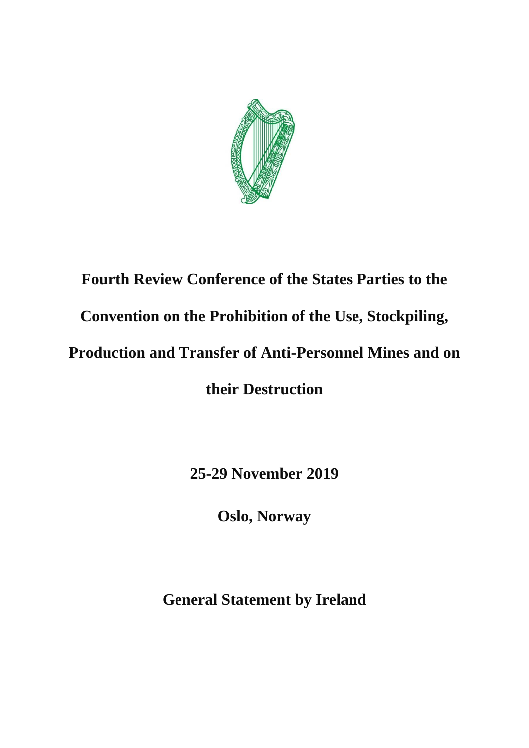# Fourth Review Conference of the States Parties to the Convention on the Prohibition of the Use, Stockpiling, Production and Transfer of Anti-Personnel Mines and on their Destruction

**25-29 November 2019**

**Oslo, Norway**

## General Statement by Ireland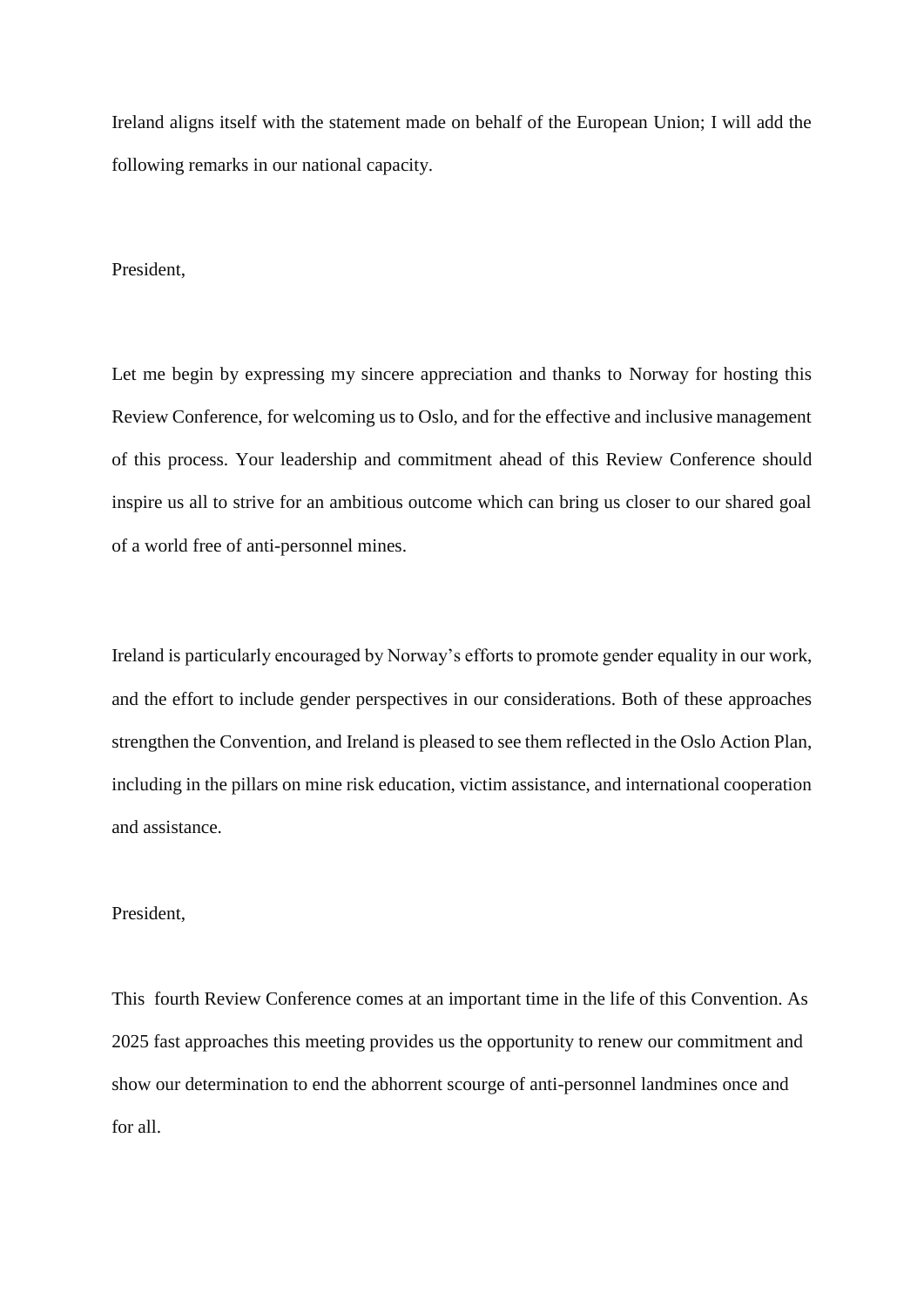Ireland aligns itself with the statement made on behalf of the European Union; I will add the following remarks in our national capacity.

President,

Let me begin by expressing my sincere appreciation and thanks to Norway for hosting this Review Conference, for welcoming us to Oslo, and for the effective and inclusive management of this process. Your leadership and commitment ahead of this Review Conference should inspire us all to strive for an ambitious outcome which can bring us closer to our shared goal of a world free of anti-personnel mines.

Ireland is particularly encouraged by Norway's efforts to promote gender equality in our work, and the effort to include gender perspectives in our considerations. Both of these approaches strengthen the Convention, and Ireland is pleased to see them reflected in the Oslo Action Plan, including in the pillars on mine risk education, victim assistance, and international cooperation and assistance.

President,

This fourth Review Conference comes at an important time in the life of this Convention. As 2025 fast approaches this meeting provides us the opportunity to renew our commitment and show our determination to end the abhorrent scourge of anti-personnel landmines once and for all.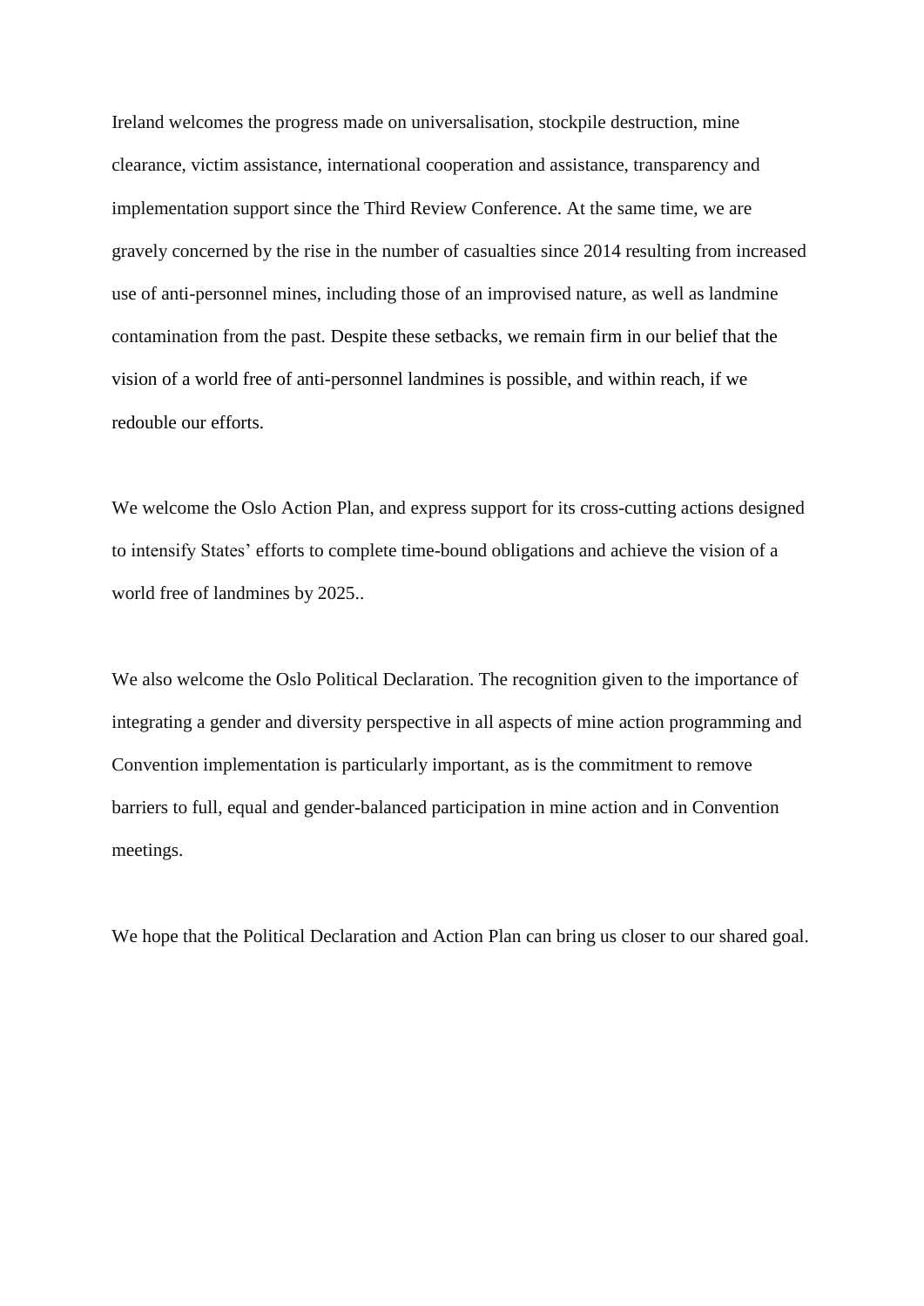Ireland welcomes the progress made on universalisation, stockpile destruction, mine clearance, victim assistance, international cooperation and assistance, transparency and implementation support since the Third Review Conference. At the same time, we are gravely concerned by the rise in the number of casualties since 2014 resulting from increased use of anti-personnel mines, including those of an improvised nature, as well as landmine contamination from the past. Despite these setbacks, we remain firm in our belief that the vision of a world free of anti-personnel landmines is possible, and within reach, if we redouble our efforts.

We welcome the Oslo Action Plan, and express support for its cross-cutting actions designed to intensify States' efforts to complete time-bound obligations and achieve the vision of a world free of landmines by 2025..

We also welcome the Oslo Political Declaration. The recognition given to the importance of integrating a gender and diversity perspective in all aspects of mine action programming and Convention implementation is particularly important, as is the commitment to remove barriers to full, equal and gender-balanced participation in mine action and in Convention meetings.

We hope that the Political Declaration and Action Plan can bring us closer to our shared goal.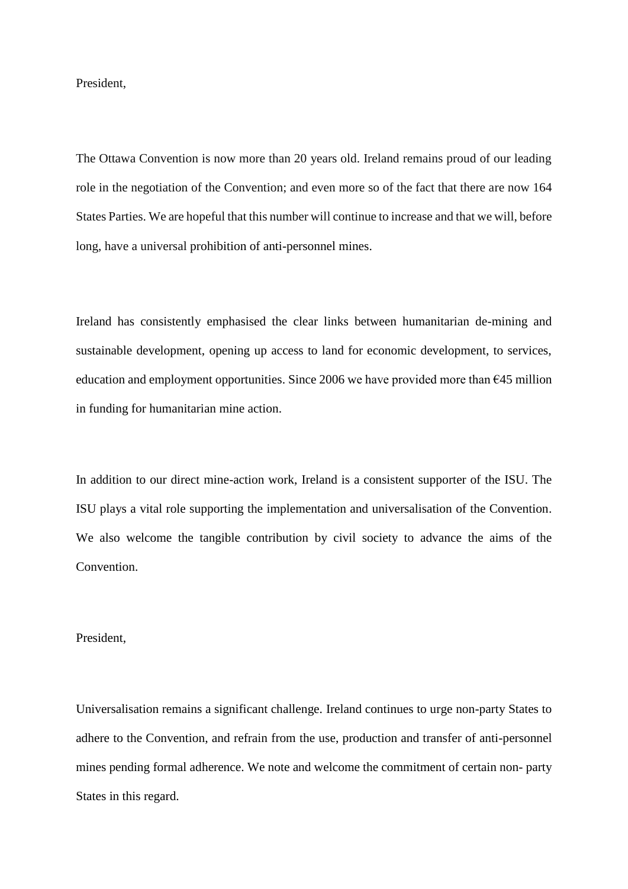President,

The Ottawa Convention is now more than 20 years old. Ireland remains proud of our leading role in the negotiation of the Convention; and even more so of the fact that there are now 164 States Parties. We are hopeful that this number will continue to increase and that we will, before long, have a universal prohibition of anti-personnel mines.

Ireland has consistently emphasised the clear links between humanitarian de-mining and sustainable development, opening up access to land for economic development, to services, education and employment opportunities. Since 2006 we have provided more than €45 million in funding for humanitarian mine action.

In addition to our direct mine-action work, Ireland is a consistent supporter of the ISU. The ISU plays a vital role supporting the implementation and universalisation of the Convention. We also welcome the tangible contribution by civil society to advance the aims of the Convention.

President,

Universalisation remains a significant challenge. Ireland continues to urge non-party States to adhere to the Convention, and refrain from the use, production and transfer of anti-personnel mines pending formal adherence. We note and welcome the commitment of certain non- party States in this regard.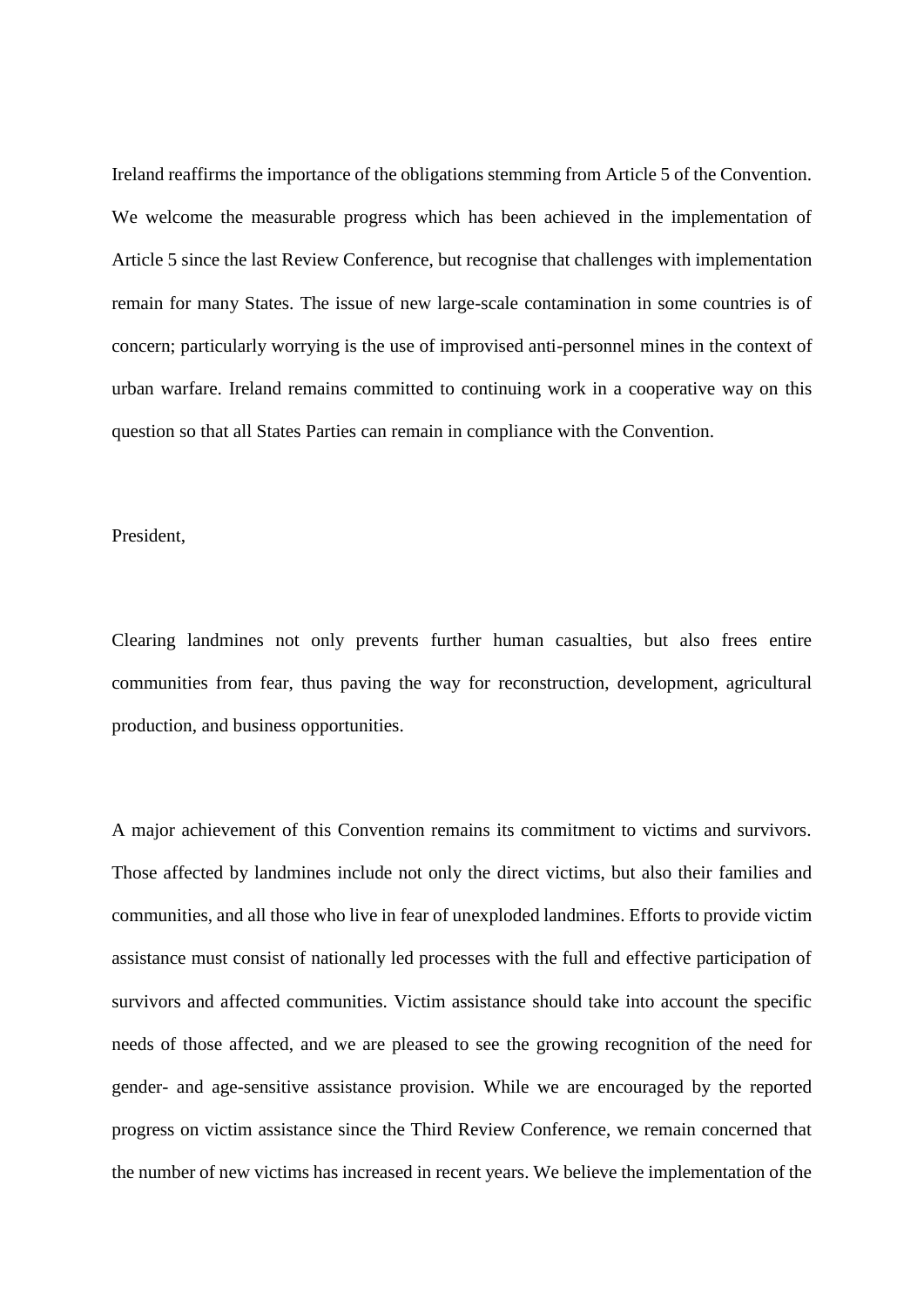Ireland reaffirms the importance of the obligations stemming from Article 5 of the Convention. We welcome the measurable progress which has been achieved in the implementation of Article 5 since the last Review Conference, but recognise that challenges with implementation remain for many States. The issue of new large-scale contamination in some countries is of concern; particularly worrying is the use of improvised anti-personnel mines in the context of urban warfare. Ireland remains committed to continuing work in a cooperative way on this question so that all States Parties can remain in compliance with the Convention.

President,

Clearing landmines not only prevents further human casualties, but also frees entire communities from fear, thus paving the way for reconstruction, development, agricultural production, and business opportunities.

A major achievement of this Convention remains its commitment to victims and survivors. Those affected by landmines include not only the direct victims, but also their families and communities, and all those who live in fear of unexploded landmines. Efforts to provide victim assistance must consist of nationally led processes with the full and effective participation of survivors and affected communities. Victim assistance should take into account the specific needs of those affected, and we are pleased to see the growing recognition of the need for gender- and age-sensitive assistance provision. While we are encouraged by the reported progress on victim assistance since the Third Review Conference, we remain concerned that the number of new victims has increased in recent years. We believe the implementation of the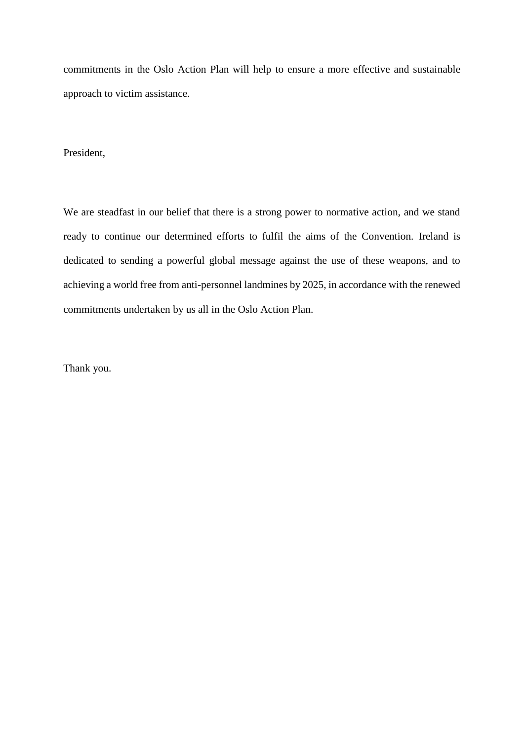commitments in the Oslo Action Plan will help to ensure a more effective and sustainable approach to victim assistance.

President,

We are steadfast in our belief that there is a strong power to normative action, and we stand ready to continue our determined efforts to fulfil the aims of the Convention. Ireland is dedicated to sending a powerful global message against the use of these weapons, and to achieving a world free from anti-personnel landmines by 2025, in accordance with the renewed commitments undertaken by us all in the Oslo Action Plan.

Thank you.